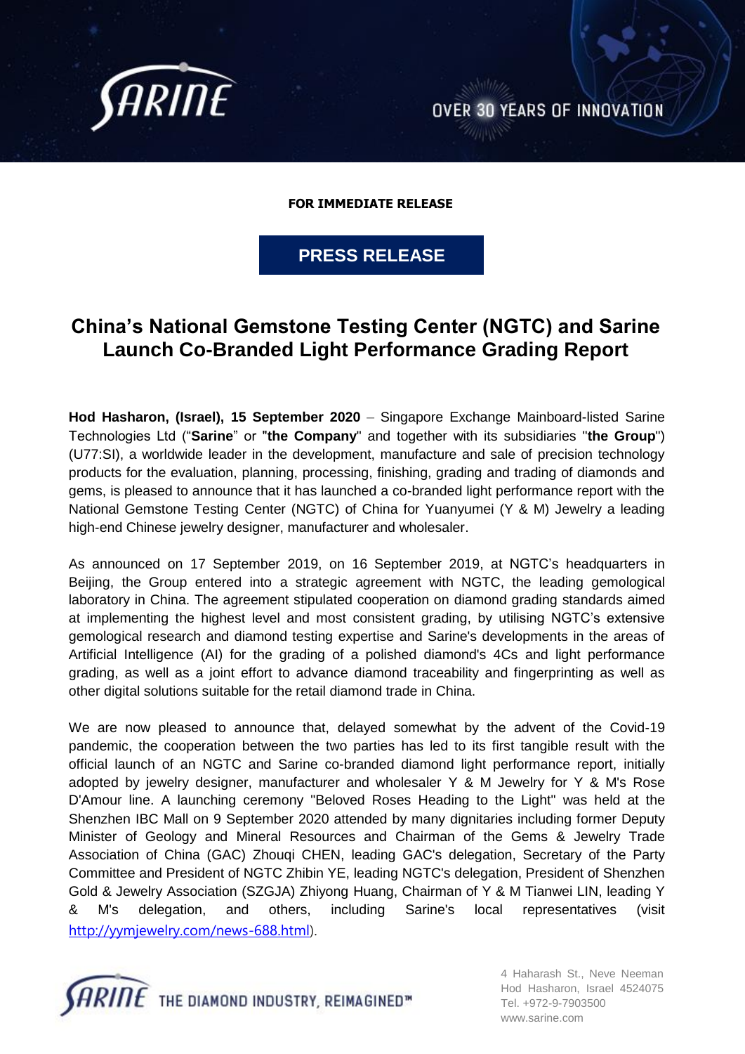**FOR IMMEDIATE RELEASE**

**PRESS RELEASE**

# China's National Gemstone Testing Center (NGTC) and Sarine Launch Co-Branded Light Performance Grading Report

**Hod Hasharon, (Israel), 15 September 2020** – Singapore Exchange Mainboard-listed Sarine Technologies Ltd ("**Sarine**" or "**the Company**" and together with its subsidiaries "**the Group**") (U77:SI), a worldwide leader in the development, manufacture and sale of precision technology products for the evaluation, planning, processing, finishing, grading and trading of diamonds and gems, is pleased to announce that it has launched a co-branded light performance report with the National Gemstone Testing Center (NGTC) of China for Yuanyumei (Y & M) Jewelry a leading high-end Chinese jewelry designer, manufacturer and wholesaler.

As announced on 17 September 2019, on 16 September 2019, at NGTC's headquarters in Beijing, the Group entered into a strategic agreement with NGTC, the leading gemological laboratory in China. The agreement stipulated cooperation on diamond grading standards aimed at implementing the highest level and most consistent grading, by utilising NGTC's extensive gemological research and diamond testing expertise and Sarine's developments in the areas of Artificial Intelligence (AI) for the grading of a polished diamond's 4Cs and light performance grading, as well as a joint effort to advance diamond traceability and fingerprinting as well as other digital solutions suitable for the retail diamond trade in China.

We are now pleased to announce that, delayed somewhat by the advent of the Covid-19 pandemic, the cooperation between the two parties has led to its first tangible result with the official launch of an NGTC and Sarine co-branded diamond light performance report, initially adopted by jewelry designer, manufacturer and wholesaler Y & M Jewelry for Y & M's Rose D'Amour line. A launching ceremony "Beloved Roses Heading to the Light" was held at the Shenzhen IBC Mall on 9 September 2020 attended by many dignitaries including former Deputy Minister of Geology and Mineral Resources and Chairman of the Gems & Jewelry Trade Association of China (GAC) Zhouqi CHEN, leading GAC's delegation, Secretary of the Party Committee and President of NGTC Zhibin YE, leading NGTC's delegation, President of Shenzhen Gold & Jewelry Association (SZGJA) Zhiyong Huang, Chairman of Y & M Tianwei LIN, leading Y & M's delegation, and others, including Sarine's local representatives (visit http://yymjewelry.com/news-688.html).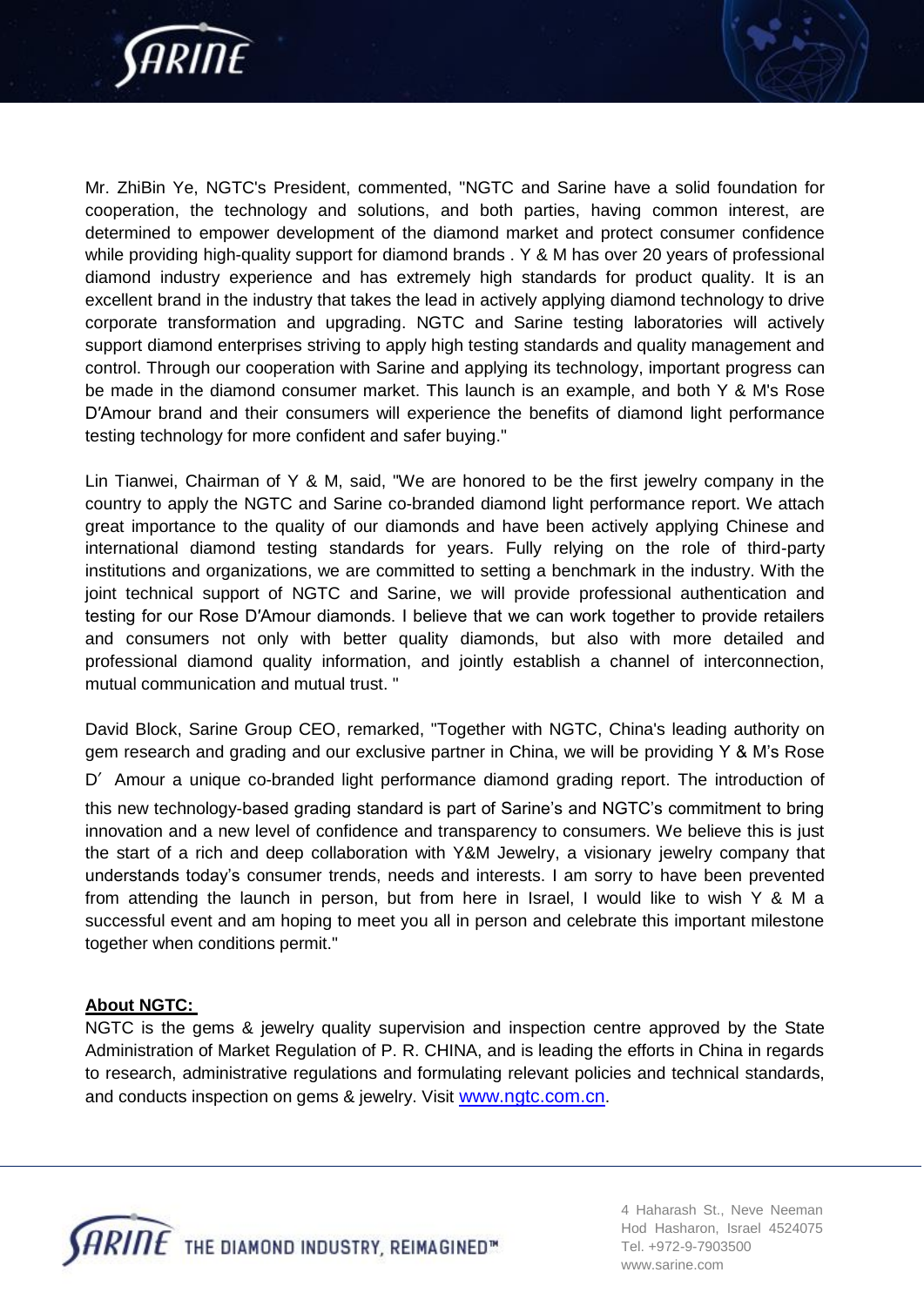Mr. ZhiBin Ye, NGTC's President, commented, "NGTC and Sarine have a solid foundation for cooperation, the technology and solutions, and both parties, having common interest, are determined to empower development of the diamond market and protect consumer confidence while providing high-quality support for diamond brands . Y & M has over 20 years of professional diamond industry experience and has extremely high standards for product quality. It is an excellent brand in the industry that takes the lead in actively applying diamond technology to drive corporate transformation and upgrading. NGTC and Sarine testing laboratories will actively support diamond enterprises striving to apply high testing standards and quality management and control. Through our cooperation with Sarine and applying its technology, important progress can be made in the diamond consumer market. This launch is an example, and both Y & M's Rose D′Amour brand and their consumers will experience the benefits of diamond light performance testing technology for more confident and safer buying."

Lin Tianwei, Chairman of Y & M, said, "We are honored to be the first jewelry company in the country to apply the NGTC and Sarine co-branded diamond light performance report. We attach great importance to the quality of our diamonds and have been actively applying Chinese and international diamond testing standards for years. Fully relying on the role of third-party institutions and organizations, we are committed to setting a benchmark in the industry. With the joint technical support of NGTC and Sarine, we will provide professional authentication and testing for our Rose D′Amour diamonds. I believe that we can work together to provide retailers and consumers not only with better quality diamonds, but also with more detailed and professional diamond quality information, and jointly establish a channel of interconnection, mutual communication and mutual trust. "

David Block, Sarine Group CEO, remarked, "Together with NGTC, China's leading authority on gem research and grading and our exclusive partner in China, we will be providing Y & M’s Rose D′ Amour a unique co-branded light performance diamond grading report. The introduction of this new technology-based grading standard is part of Sarine’s and NGTC’s commitment to bring innovation and a new level of confidence and transparency to consumers. We believe this is just the start of a rich and deep collaboration with Y&M Jewelry, a visionary jewelry company that understands today’s consumer trends, needs and interests. I am sorry to have been prevented from attending the launch in person, but from here in Israel, I would like to wish Y & M a successful event and am hoping to meet you all in person and celebrate this important milestone together when conditions permit."

**About NGTC:**

NGTC is the gems & jewelry quality supervision and inspection centre approved by the State Administration of Market Regulation of P. R. CHINA, and is leading the efforts in China in regards to research, administrative regulations and formulating relevant policies and technical standards, and conducts inspection on gems & jewelry. Visit www.ngtc.com.cn.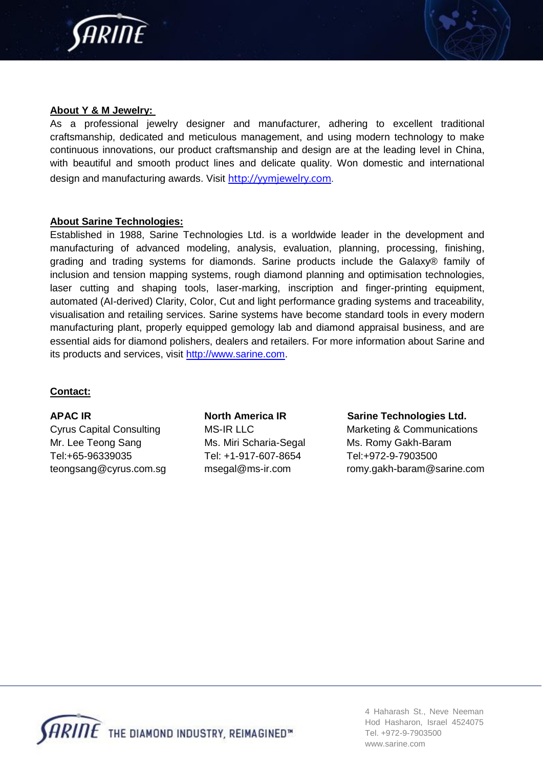**About Y & M Jewelry:**

As a professional jewelry designer and manufacturer, adhering to excellent traditional craftsmanship, dedicated and meticulous management, and using modern technology to make continuous innovations, our product craftsmanship and design are at the leading level in China, with beautiful and smooth product lines and delicate quality. Won domestic and international design and manufacturing awards. Visit [http://yymjewelry.com](http://yymjewelry.com).

**About Sarine Technologies:**

Established in 1988, Sarine Technologies Ltd. is a worldwide leader in the development and manufacturing of advanced modeling, analysis, evaluation, planning, processing, finishing, grading and trading systems for diamonds. Sarine products include the Galaxy® family of inclusion and tension mapping systems, rough diamond planning and optimisation technologies, laser cutting and shaping tools, laser-marking, inscription and finger-printing equipment, automated (AI-derived) Clarity, Color, Cut and light performance grading systems and traceability, visualisation and retailing services. Sarine systems have become standard tools in every modern manufacturing plant, properly equipped gemology lab and diamond appraisal business, and are essential aids for diamond polishers, dealers and retailers. For more information about Sarine and its products and services, visit [http://www.sarine.com](http://www.sarine.com).

**Contact:**

**APAC IR**
Cyrus Capital Consulting
Mr. Lee Teong Sang
Tel:+65-96339035
teongsang@cyrus.com.sg

**North America IR**
MS-IR LLC
Ms. Miri Scharia-Segal
Tel: +1-917-607-8654
msegal@ms-ir.com

**Sarine Technologies Ltd.**
Marketing & Communications
Ms. Romy Gakh-Baram
Tel:+972-9-7903500
romy.gakh-baram@sarine.com